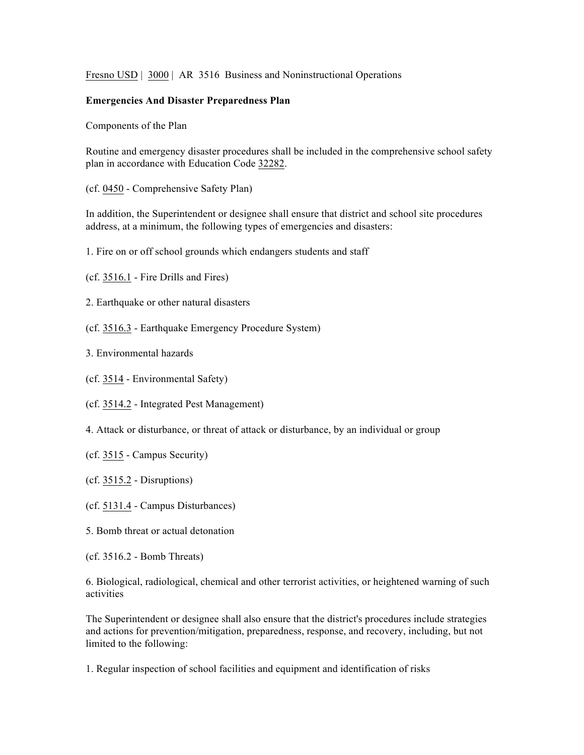Fresno USD | 3000 | AR 3516 Business and Noninstructional Operations

**Emergencies And Disaster Preparedness Plan**

Components of the Plan

Routine and emergency disaster procedures shall be included in the comprehensive school safety plan in accordance with Education Code 32282.

(cf. 0450 - Comprehensive Safety Plan)

In addition, the Superintendent or designee shall ensure that district and school site procedures address, at a minimum, the following types of emergencies and disasters:

1. Fire on or off school grounds which endangers students and staff

(cf. 3516.1 - Fire Drills and Fires)

2. Earthquake or other natural disasters

(cf. 3516.3 - Earthquake Emergency Procedure System)

3. Environmental hazards

(cf. 3514 - Environmental Safety)

(cf. 3514.2 - Integrated Pest Management)

4. Attack or disturbance, or threat of attack or disturbance, by an individual or group

(cf. 3515 - Campus Security)

(cf. 3515.2 - Disruptions)

(cf. 5131.4 - Campus Disturbances)

5. Bomb threat or actual detonation

(cf. 3516.2 - Bomb Threats)

6. Biological, radiological, chemical and other terrorist activities, or heightened warning of such activities

The Superintendent or designee shall also ensure that the district's procedures include strategies and actions for prevention/mitigation, preparedness, response, and recovery, including, but not limited to the following:

1. Regular inspection of school facilities and equipment and identification of risks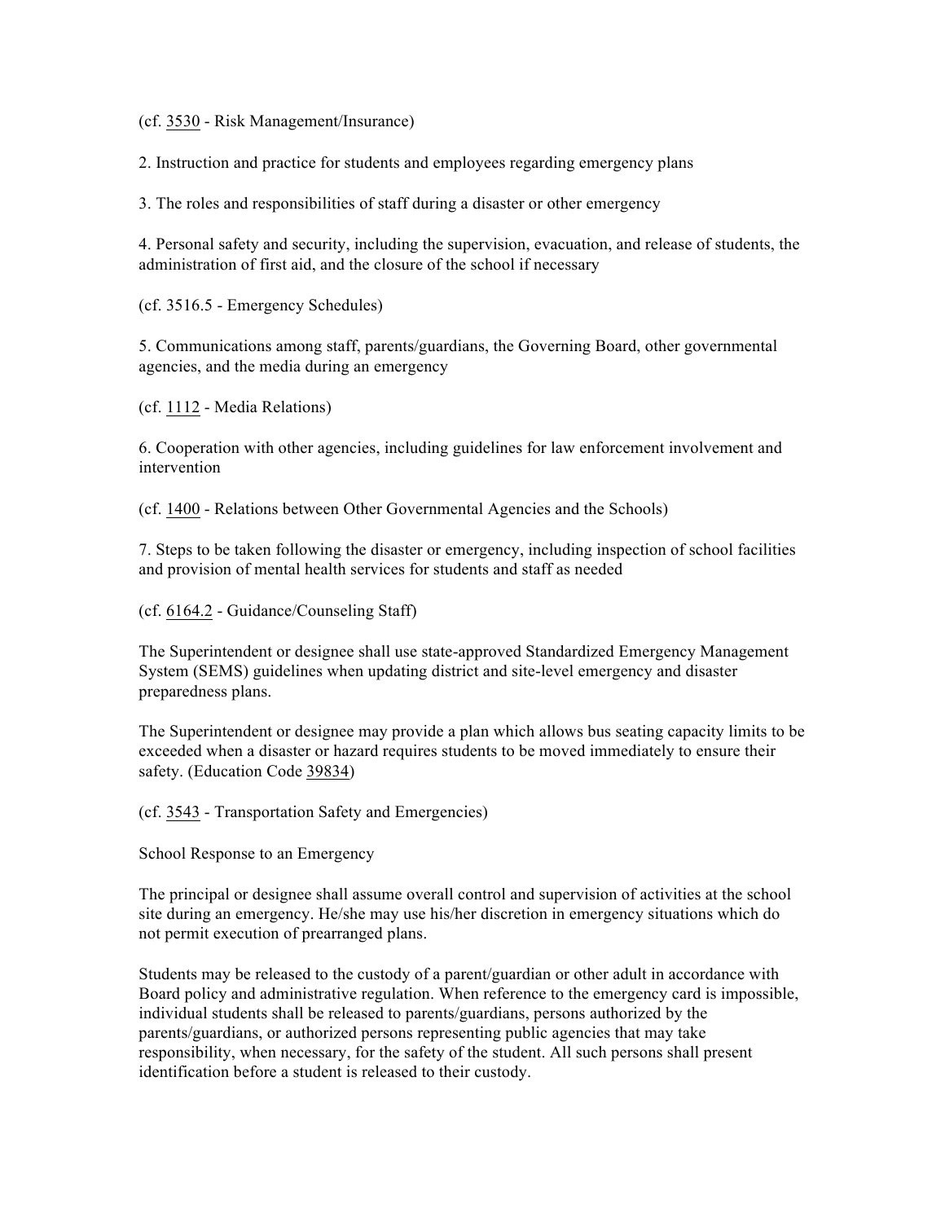(cf. 3530 - Risk Management/Insurance)

2. Instruction and practice for students and employees regarding emergency plans

3. The roles and responsibilities of staff during a disaster or other emergency

4. Personal safety and security, including the supervision, evacuation, and release of students, the administration of first aid, and the closure of the school if necessary

(cf. 3516.5 - Emergency Schedules)

5. Communications among staff, parents/guardians, the Governing Board, other governmental agencies, and the media during an emergency

(cf. 1112 - Media Relations)

6. Cooperation with other agencies, including guidelines for law enforcement involvement and intervention

(cf. 1400 - Relations between Other Governmental Agencies and the Schools)

7. Steps to be taken following the disaster or emergency, including inspection of school facilities and provision of mental health services for students and staff as needed

(cf. 6164.2 - Guidance/Counseling Staff)

The Superintendent or designee shall use state-approved Standardized Emergency Management System (SEMS) guidelines when updating district and site-level emergency and disaster preparedness plans.

The Superintendent or designee may provide a plan which allows bus seating capacity limits to be exceeded when a disaster or hazard requires students to be moved immediately to ensure their safety. (Education Code 39834)

(cf. 3543 - Transportation Safety and Emergencies)

School Response to an Emergency

The principal or designee shall assume overall control and supervision of activities at the school site during an emergency. He/she may use his/her discretion in emergency situations which do not permit execution of prearranged plans.

Students may be released to the custody of a parent/guardian or other adult in accordance with Board policy and administrative regulation. When reference to the emergency card is impossible, individual students shall be released to parents/guardians, persons authorized by the parents/guardians, or authorized persons representing public agencies that may take responsibility, when necessary, for the safety of the student. All such persons shall present identification before a student is released to their custody.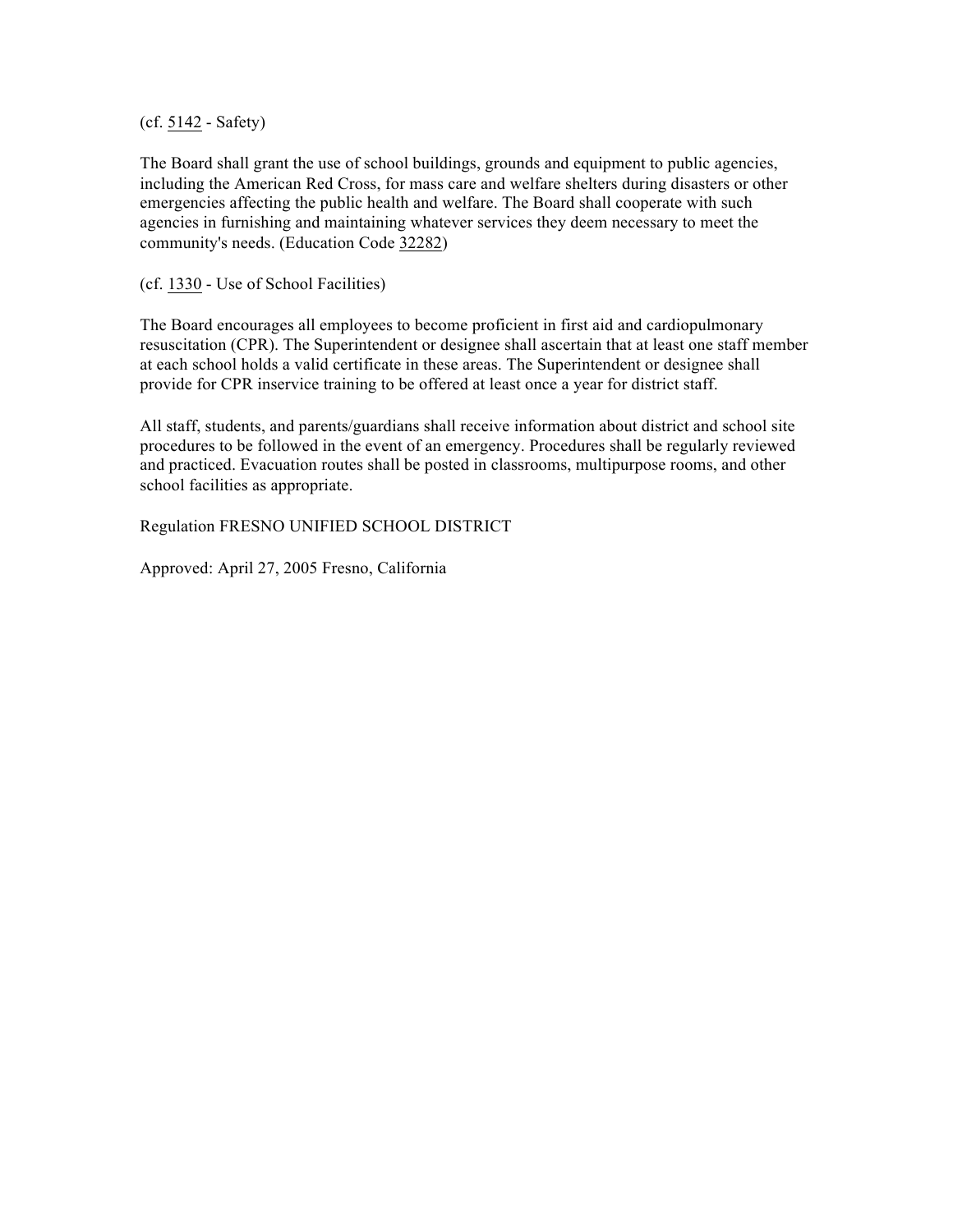(cf. 5142 - Safety)

The Board shall grant the use of school buildings, grounds and equipment to public agencies, including the American Red Cross, for mass care and welfare shelters during disasters or other emergencies affecting the public health and welfare. The Board shall cooperate with such agencies in furnishing and maintaining whatever services they deem necessary to meet the community's needs. (Education Code 32282)

(cf. 1330 - Use of School Facilities)

The Board encourages all employees to become proficient in first aid and cardiopulmonary resuscitation (CPR). The Superintendent or designee shall ascertain that at least one staff member at each school holds a valid certificate in these areas. The Superintendent or designee shall provide for CPR inservice training to be offered at least once a year for district staff.

All staff, students, and parents/guardians shall receive information about district and school site procedures to be followed in the event of an emergency. Procedures shall be regularly reviewed and practiced. Evacuation routes shall be posted in classrooms, multipurpose rooms, and other school facilities as appropriate.

Regulation FRESNO UNIFIED SCHOOL DISTRICT

Approved: April 27, 2005 Fresno, California